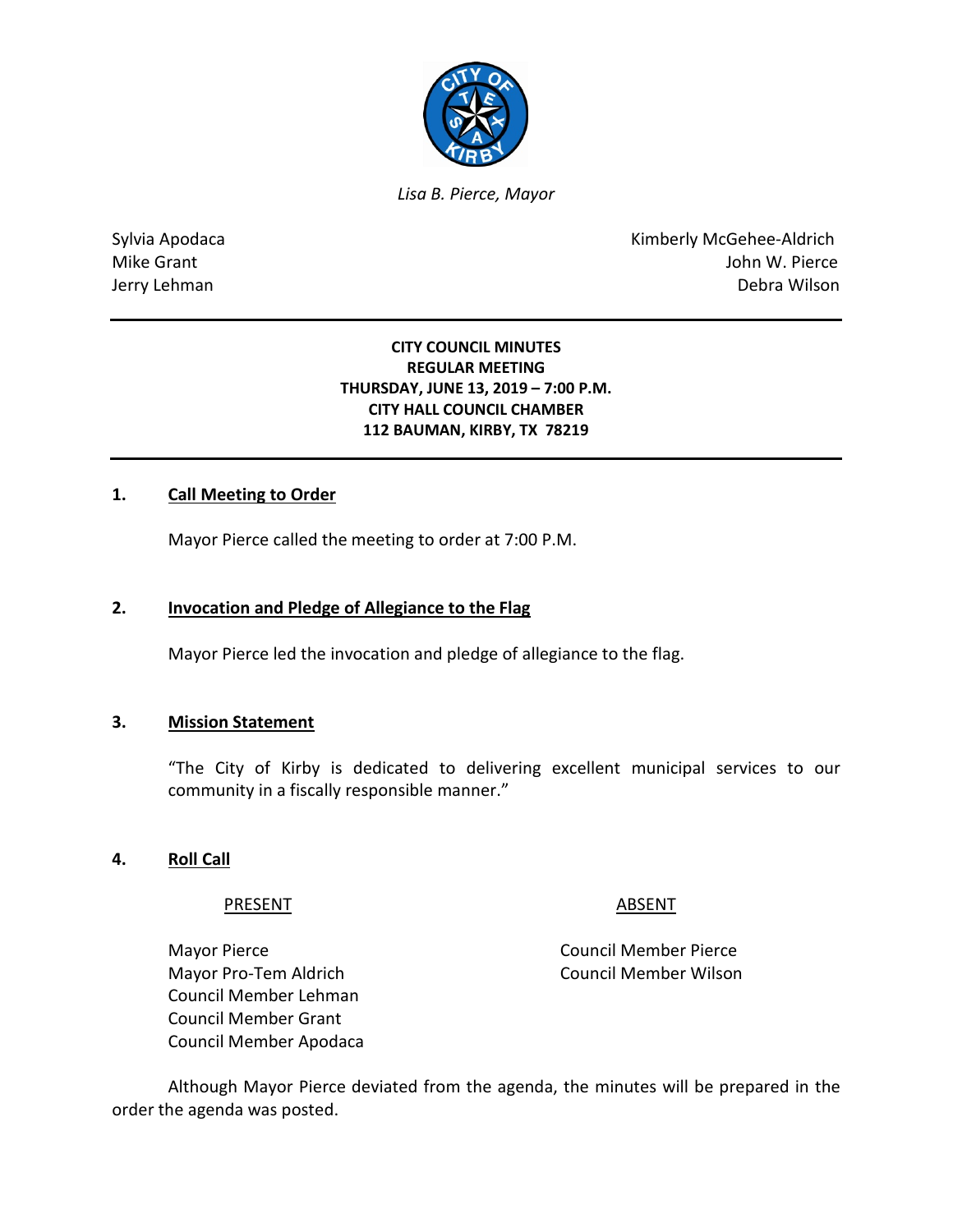*Lisa B. Pierce, Mayor*

Sylvia Apodaca
Mike Grant
Jerry Lehman

Kimberly McGehee-Aldrich
John W. Pierce
Debra Wilson

---

**CITY COUNCIL MINUTES**
**REGULAR MEETING**
**THURSDAY, JUNE 13, 2019 – 7:00 P.M.**
**CITY HALL COUNCIL CHAMBER**
**112 BAUMAN, KIRBY, TX 78219**

---

**1. Call Meeting to Order**

Mayor Pierce called the meeting to order at 7:00 P.M.

**2. Invocation and Pledge of Allegiance to the Flag**

Mayor Pierce led the invocation and pledge of allegiance to the flag.

**3. Mission Statement**

"The City of Kirby is dedicated to delivering excellent municipal services to our community in a fiscally responsible manner."

**4. Roll Call**

| PRESENT | ABSENT |
|---|---|
| Mayor Pierce | Council Member Pierce |
| Mayor Pro-Tem Aldrich | Council Member Wilson |
| Council Member Lehman | |
| Council Member Grant | |
| Council Member Apodaca | |

Although Mayor Pierce deviated from the agenda, the minutes will be prepared in the order the agenda was posted.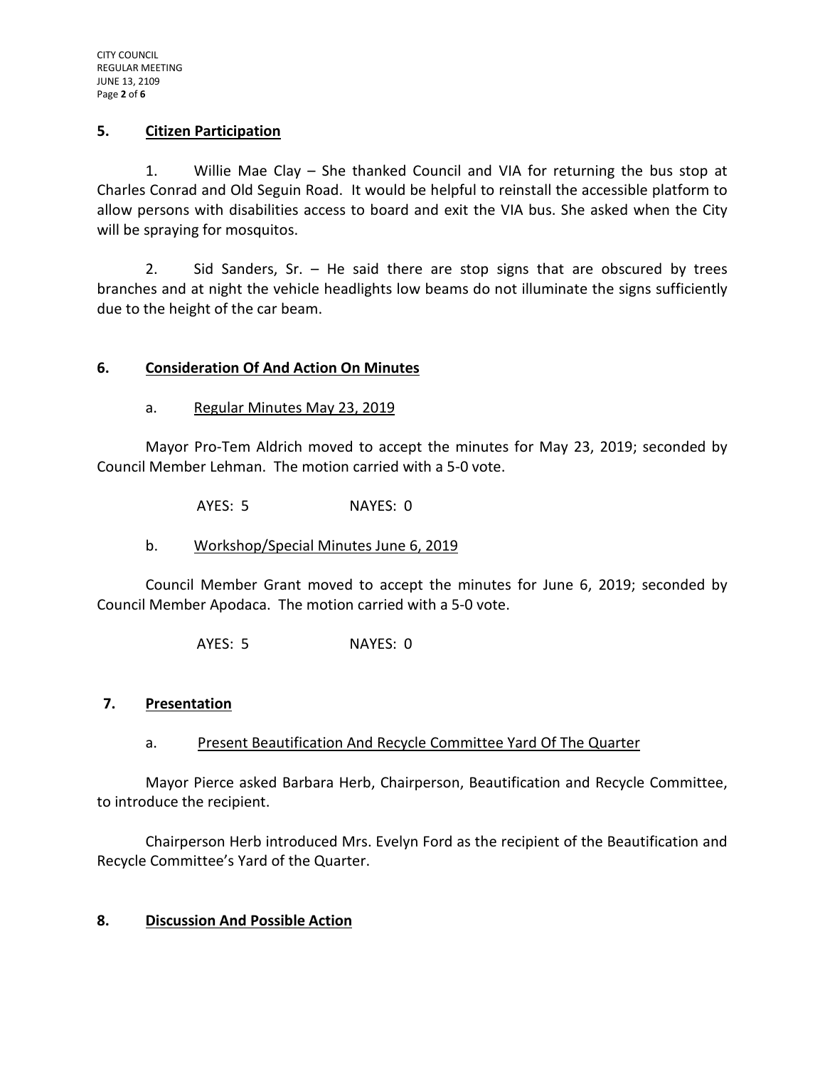## 5. Citizen Participation

1. Willie Mae Clay – She thanked Council and VIA for returning the bus stop at Charles Conrad and Old Seguin Road. It would be helpful to reinstall the accessible platform to allow persons with disabilities access to board and exit the VIA bus. She asked when the City will be spraying for mosquitos.

2. Sid Sanders, Sr. – He said there are stop signs that are obscured by trees branches and at night the vehicle headlights low beams do not illuminate the signs sufficiently due to the height of the car beam.

## 6. Consideration Of And Action On Minutes

a. Regular Minutes May 23, 2019

Mayor Pro-Tem Aldrich moved to accept the minutes for May 23, 2019; seconded by Council Member Lehman. The motion carried with a 5-0 vote.

AYES: 5 NAYES: 0

b. Workshop/Special Minutes June 6, 2019

Council Member Grant moved to accept the minutes for June 6, 2019; seconded by Council Member Apodaca. The motion carried with a 5-0 vote.

AYES: 5 NAYES: 0

## 7. Presentation

a. Present Beautification And Recycle Committee Yard Of The Quarter

Mayor Pierce asked Barbara Herb, Chairperson, Beautification and Recycle Committee, to introduce the recipient.

Chairperson Herb introduced Mrs. Evelyn Ford as the recipient of the Beautification and Recycle Committee's Yard of the Quarter.

## 8. Discussion And Possible Action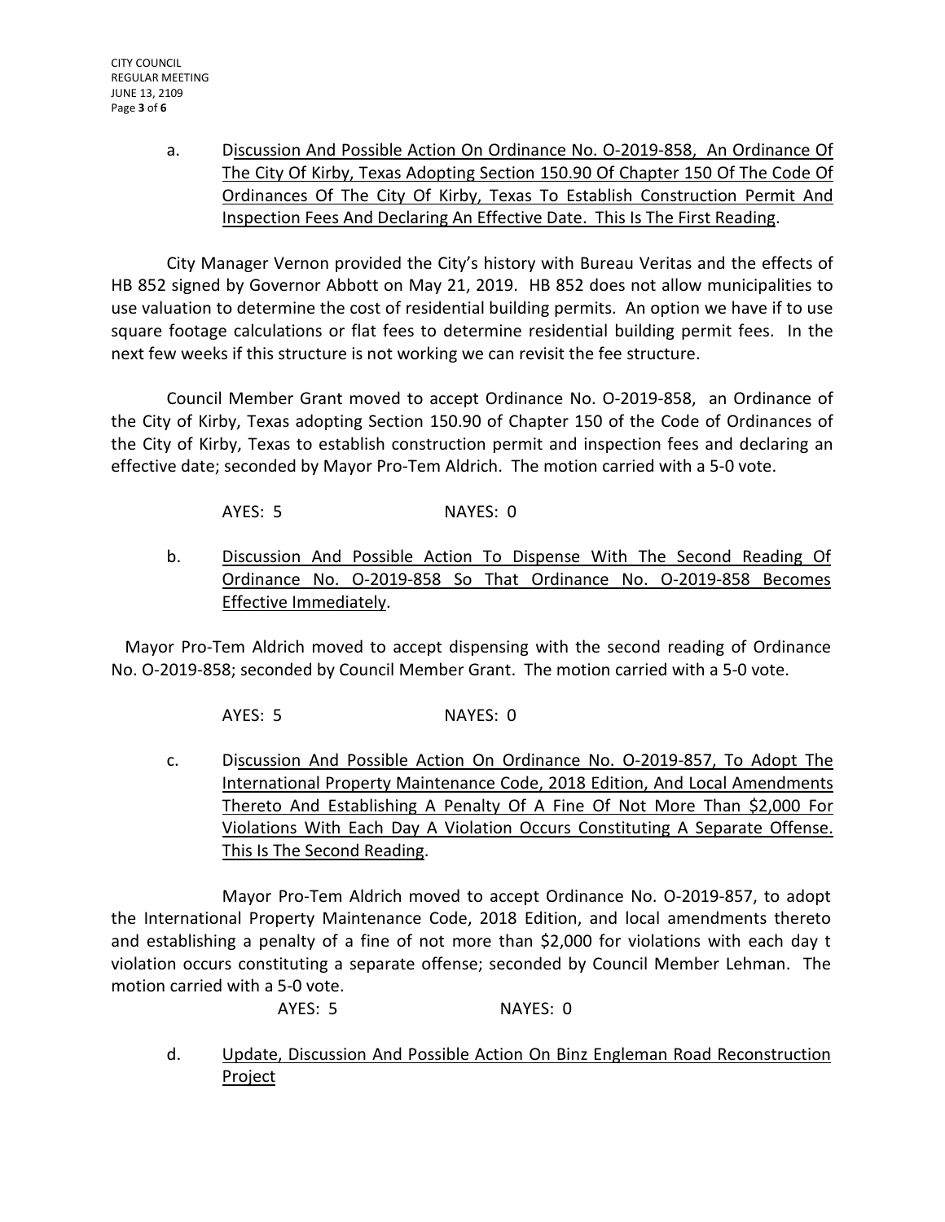a. Discussion And Possible Action On Ordinance No. O-2019-858, An Ordinance Of The City Of Kirby, Texas Adopting Section 150.90 Of Chapter 150 Of The Code Of Ordinances Of The City Of Kirby, Texas To Establish Construction Permit And Inspection Fees And Declaring An Effective Date. This Is The First Reading.

City Manager Vernon provided the City's history with Bureau Veritas and the effects of HB 852 signed by Governor Abbott on May 21, 2019. HB 852 does not allow municipalities to use valuation to determine the cost of residential building permits. An option we have if to use square footage calculations or flat fees to determine residential building permit fees. In the next few weeks if this structure is not working we can revisit the fee structure.

Council Member Grant moved to accept Ordinance No. O-2019-858, an Ordinance of the City of Kirby, Texas adopting Section 150.90 of Chapter 150 of the Code of Ordinances of the City of Kirby, Texas to establish construction permit and inspection fees and declaring an effective date; seconded by Mayor Pro-Tem Aldrich. The motion carried with a 5-0 vote.

AYES: 5 NAYES: 0

b. Discussion And Possible Action To Dispense With The Second Reading Of Ordinance No. O-2019-858 So That Ordinance No. O-2019-858 Becomes Effective Immediately.

Mayor Pro-Tem Aldrich moved to accept dispensing with the second reading of Ordinance No. O-2019-858; seconded by Council Member Grant. The motion carried with a 5-0 vote.

AYES: 5 NAYES: 0

c. Discussion And Possible Action On Ordinance No. O-2019-857, To Adopt The International Property Maintenance Code, 2018 Edition, And Local Amendments Thereto And Establishing A Penalty Of A Fine Of Not More Than $2,000 For Violations With Each Day A Violation Occurs Constituting A Separate Offense. This Is The Second Reading.

Mayor Pro-Tem Aldrich moved to accept Ordinance No. O-2019-857, to adopt the International Property Maintenance Code, 2018 Edition, and local amendments thereto and establishing a penalty of a fine of not more than $2,000 for violations with each day t violation occurs constituting a separate offense; seconded by Council Member Lehman. The motion carried with a 5-0 vote.

AYES: 5 NAYES: 0

d. Update, Discussion And Possible Action On Binz Engleman Road Reconstruction Project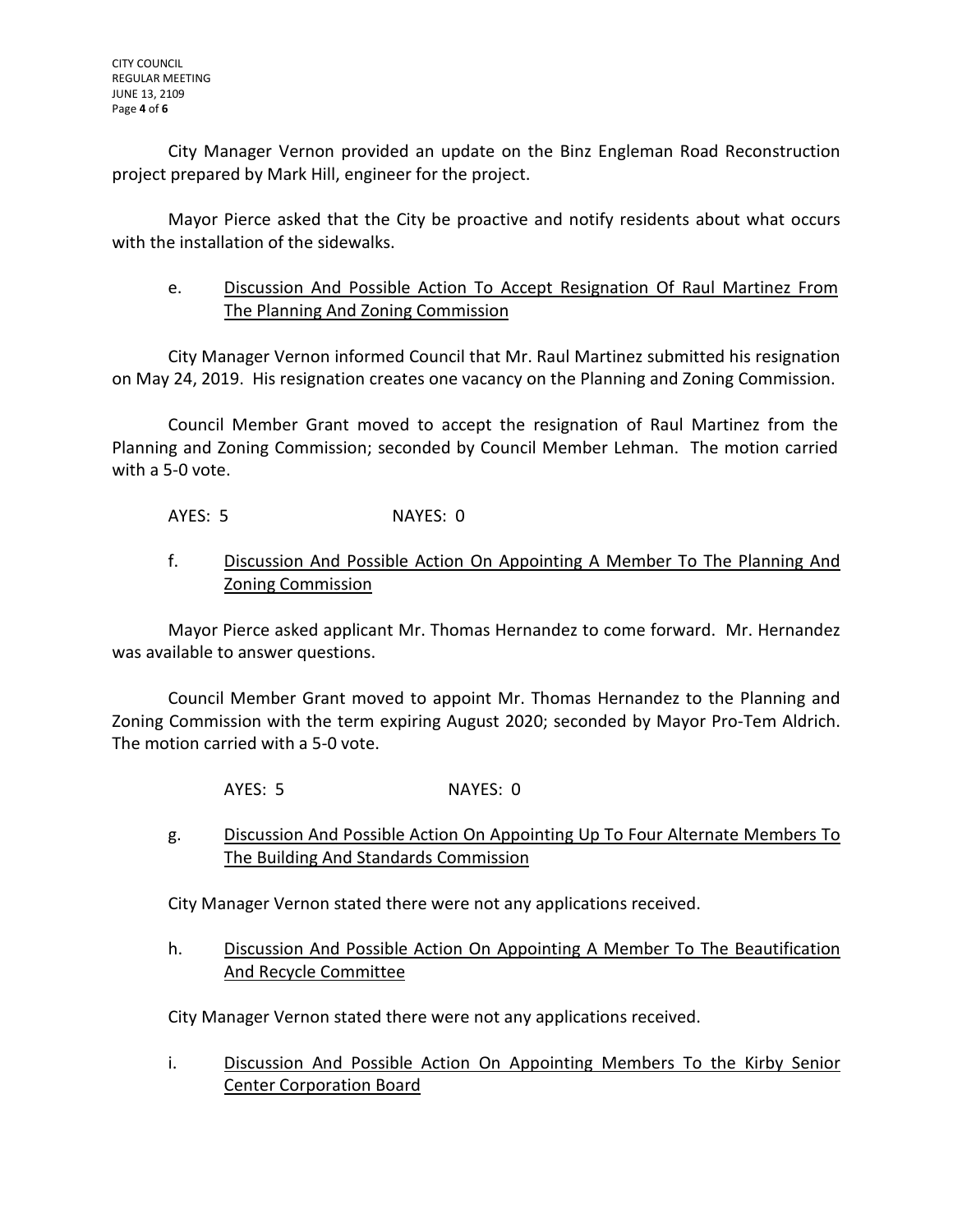City Manager Vernon provided an update on the Binz Engleman Road Reconstruction project prepared by Mark Hill, engineer for the project.

Mayor Pierce asked that the City be proactive and notify residents about what occurs with the installation of the sidewalks.

e. <u>Discussion And Possible Action To Accept Resignation Of Raul Martinez From The Planning And Zoning Commission</u>

City Manager Vernon informed Council that Mr. Raul Martinez submitted his resignation on May 24, 2019. His resignation creates one vacancy on the Planning and Zoning Commission.

Council Member Grant moved to accept the resignation of Raul Martinez from the Planning and Zoning Commission; seconded by Council Member Lehman. The motion carried with a 5-0 vote.

AYES: 5 NAYES: 0

f. <u>Discussion And Possible Action On Appointing A Member To The Planning And Zoning Commission</u>

Mayor Pierce asked applicant Mr. Thomas Hernandez to come forward. Mr. Hernandez was available to answer questions.

Council Member Grant moved to appoint Mr. Thomas Hernandez to the Planning and Zoning Commission with the term expiring August 2020; seconded by Mayor Pro-Tem Aldrich. The motion carried with a 5-0 vote.

AYES: 5 NAYES: 0

g. <u>Discussion And Possible Action On Appointing Up To Four Alternate Members To The Building And Standards Commission</u>

City Manager Vernon stated there were not any applications received.

h. <u>Discussion And Possible Action On Appointing A Member To The Beautification And Recycle Committee</u>

City Manager Vernon stated there were not any applications received.

i. <u>Discussion And Possible Action On Appointing Members To the Kirby Senior Center Corporation Board</u>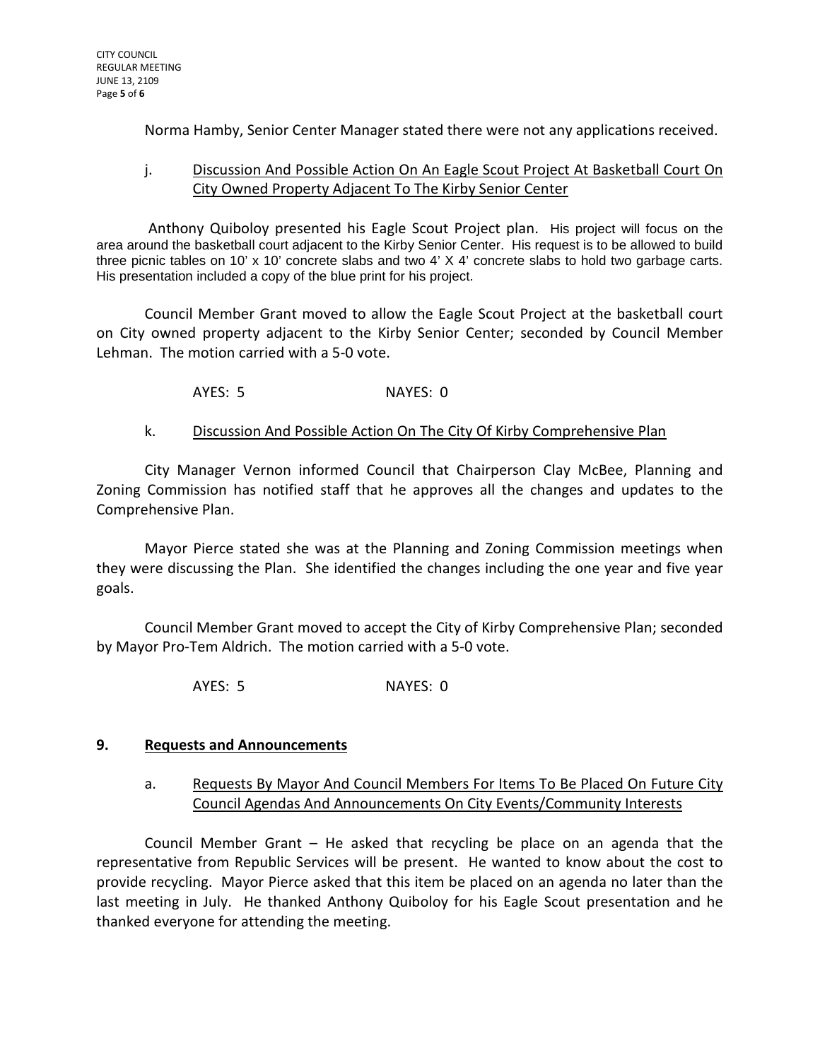Norma Hamby, Senior Center Manager stated there were not any applications received.

j. Discussion And Possible Action On An Eagle Scout Project At Basketball Court On City Owned Property Adjacent To The Kirby Senior Center

Anthony Quiboloy presented his Eagle Scout Project plan. His project will focus on the area around the basketball court adjacent to the Kirby Senior Center. His request is to be allowed to build three picnic tables on 10' x 10' concrete slabs and two 4' X 4' concrete slabs to hold two garbage carts. His presentation included a copy of the blue print for his project.

Council Member Grant moved to allow the Eagle Scout Project at the basketball court on City owned property adjacent to the Kirby Senior Center; seconded by Council Member Lehman. The motion carried with a 5-0 vote.

AYES: 5 NAYES: 0

k. Discussion And Possible Action On The City Of Kirby Comprehensive Plan

City Manager Vernon informed Council that Chairperson Clay McBee, Planning and Zoning Commission has notified staff that he approves all the changes and updates to the Comprehensive Plan.

Mayor Pierce stated she was at the Planning and Zoning Commission meetings when they were discussing the Plan. She identified the changes including the one year and five year goals.

Council Member Grant moved to accept the City of Kirby Comprehensive Plan; seconded by Mayor Pro-Tem Aldrich. The motion carried with a 5-0 vote.

AYES: 5 NAYES: 0

## 9. Requests and Announcements

a. Requests By Mayor And Council Members For Items To Be Placed On Future City Council Agendas And Announcements On City Events/Community Interests

Council Member Grant – He asked that recycling be place on an agenda that the representative from Republic Services will be present. He wanted to know about the cost to provide recycling. Mayor Pierce asked that this item be placed on an agenda no later than the last meeting in July. He thanked Anthony Quiboloy for his Eagle Scout presentation and he thanked everyone for attending the meeting.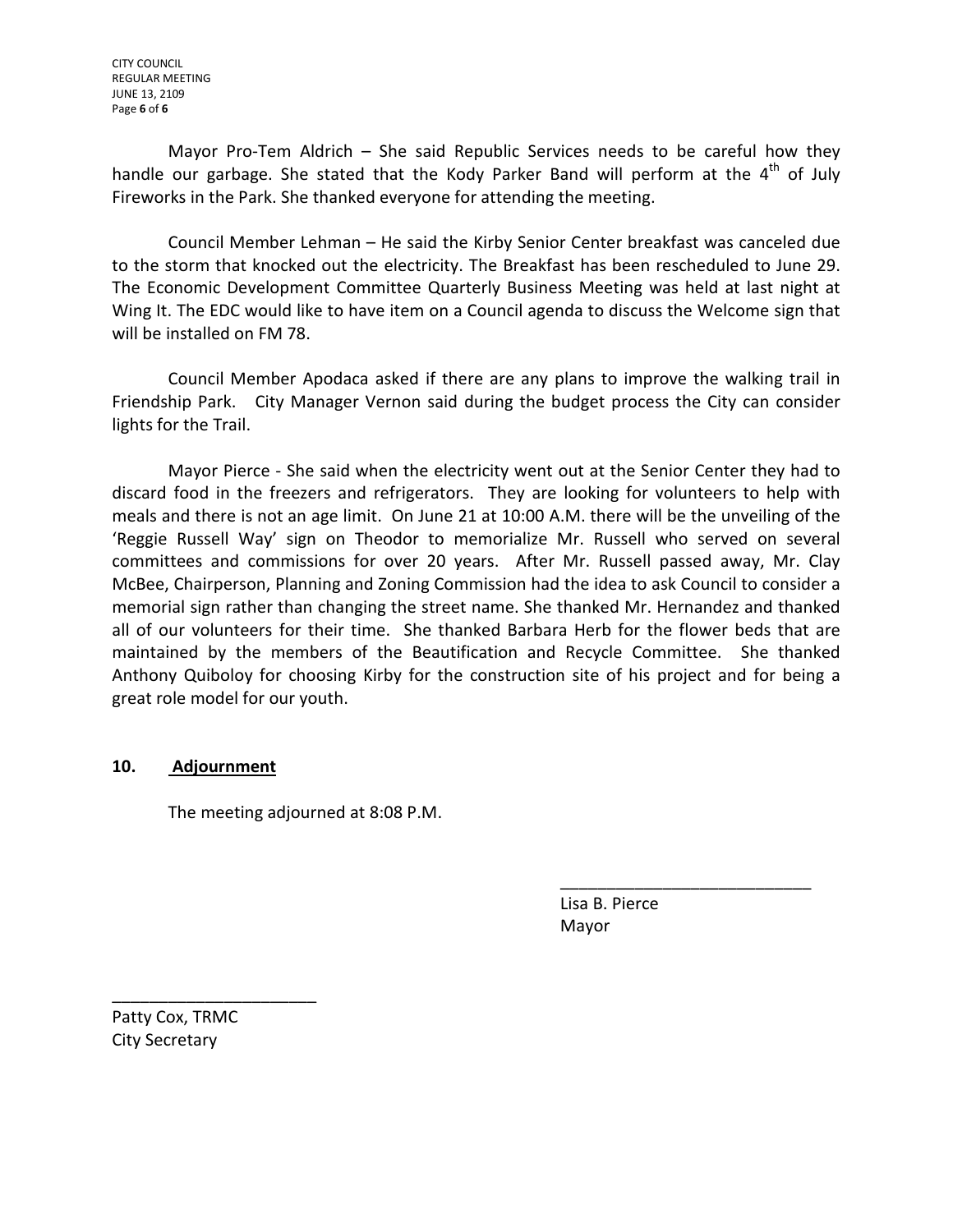Mayor Pro-Tem Aldrich – She said Republic Services needs to be careful how they handle our garbage. She stated that the Kody Parker Band will perform at the 4th of July Fireworks in the Park. She thanked everyone for attending the meeting.

Council Member Lehman – He said the Kirby Senior Center breakfast was canceled due to the storm that knocked out the electricity. The Breakfast has been rescheduled to June 29. The Economic Development Committee Quarterly Business Meeting was held at last night at Wing It. The EDC would like to have item on a Council agenda to discuss the Welcome sign that will be installed on FM 78.

Council Member Apodaca asked if there are any plans to improve the walking trail in Friendship Park. City Manager Vernon said during the budget process the City can consider lights for the Trail.

Mayor Pierce - She said when the electricity went out at the Senior Center they had to discard food in the freezers and refrigerators. They are looking for volunteers to help with meals and there is not an age limit. On June 21 at 10:00 A.M. there will be the unveiling of the 'Reggie Russell Way' sign on Theodor to memorialize Mr. Russell who served on several committees and commissions for over 20 years. After Mr. Russell passed away, Mr. Clay McBee, Chairperson, Planning and Zoning Commission had the idea to ask Council to consider a memorial sign rather than changing the street name. She thanked Mr. Hernandez and thanked all of our volunteers for their time. She thanked Barbara Herb for the flower beds that are maintained by the members of the Beautification and Recycle Committee. She thanked Anthony Quiboloy for choosing Kirby for the construction site of his project and for being a great role model for our youth.

**10. Adjournment**

The meeting adjourned at 8:08 P.M.

\_\_\_\_\_\_\_\_\_\_\_\_\_\_\_\_\_\_\_\_\_\_\_\_\_\_\_\_
Lisa B. Pierce
Mayor

\_\_\_\_\_\_\_\_\_\_\_\_\_\_\_\_\_\_\_\_\_\_\_
Patty Cox, TRMC
City Secretary